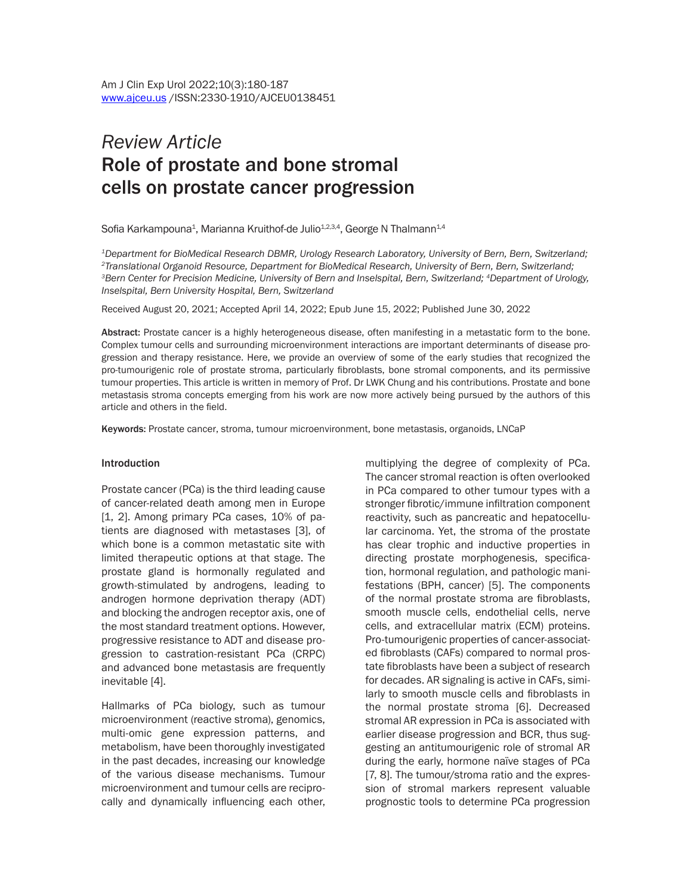*Review Article*

# Role of prostate and bone stromal cells on prostate cancer progression

Sofia Karkampouna[1], Marianna Kruithof-de Julio[1,2,3,4], George N Thalmann[1,4]

[1]*Department for BioMedical Research DBMR, Urology Research Laboratory, University of Bern, Bern, Switzerland;* [2]*Translational Organoid Resource, Department for BioMedical Research, University of Bern, Bern, Switzerland;* [3]*Bern Center for Precision Medicine, University of Bern and Inselspital, Bern, Switzerland;* [4]*Department of Urology, Inselspital, Bern University Hospital, Bern, Switzerland*

Received August 20, 2021; Accepted April 14, 2022; Epub June 15, 2022; Published June 30, 2022

**Abstract:** Prostate cancer is a highly heterogeneous disease, often manifesting in a metastatic form to the bone. Complex tumour cells and surrounding microenvironment interactions are important determinants of disease progression and therapy resistance. Here, we provide an overview of some of the early studies that recognized the pro-tumourigenic role of prostate stroma, particularly fibroblasts, bone stromal components, and its permissive tumour properties. This article is written in memory of Prof. Dr LWK Chung and his contributions. Prostate and bone metastasis stroma concepts emerging from his work are now more actively being pursued by the authors of this article and others in the field.

**Keywords:** Prostate cancer, stroma, tumour microenvironment, bone metastasis, organoids, LNCaP

## Introduction

Prostate cancer (PCa) is the third leading cause of cancer-related death among men in Europe [1, 2]. Among primary PCa cases, 10% of patients are diagnosed with metastases [3], of which bone is a common metastatic site with limited therapeutic options at that stage. The prostate gland is hormonally regulated and growth-stimulated by androgens, leading to androgen hormone deprivation therapy (ADT) and blocking the androgen receptor axis, one of the most standard treatment options. However, progressive resistance to ADT and disease progression to castration-resistant PCa (CRPC) and advanced bone metastasis are frequently inevitable [4].

Hallmarks of PCa biology, such as tumour microenvironment (reactive stroma), genomics, multi-omic gene expression patterns, and metabolism, have been thoroughly investigated in the past decades, increasing our knowledge of the various disease mechanisms. Tumour microenvironment and tumour cells are reciprocally and dynamically influencing each other, multiplying the degree of complexity of PCa. The cancer stromal reaction is often overlooked in PCa compared to other tumour types with a stronger fibrotic/immune infiltration component reactivity, such as pancreatic and hepatocellular carcinoma. Yet, the stroma of the prostate has clear trophic and inductive properties in directing prostate morphogenesis, specification, hormonal regulation, and pathologic manifestations (BPH, cancer) [5]. The components of the normal prostate stroma are fibroblasts, smooth muscle cells, endothelial cells, nerve cells, and extracellular matrix (ECM) proteins. Pro-tumourigenic properties of cancer-associated fibroblasts (CAFs) compared to normal prostate fibroblasts have been a subject of research for decades. AR signaling is active in CAFs, similarly to smooth muscle cells and fibroblasts in the normal prostate stroma [6]. Decreased stromal AR expression in PCa is associated with earlier disease progression and BCR, thus suggesting an antitumourigenic role of stromal AR during the early, hormone naïve stages of PCa [7, 8]. The tumour/stroma ratio and the expression of stromal markers represent valuable prognostic tools to determine PCa progression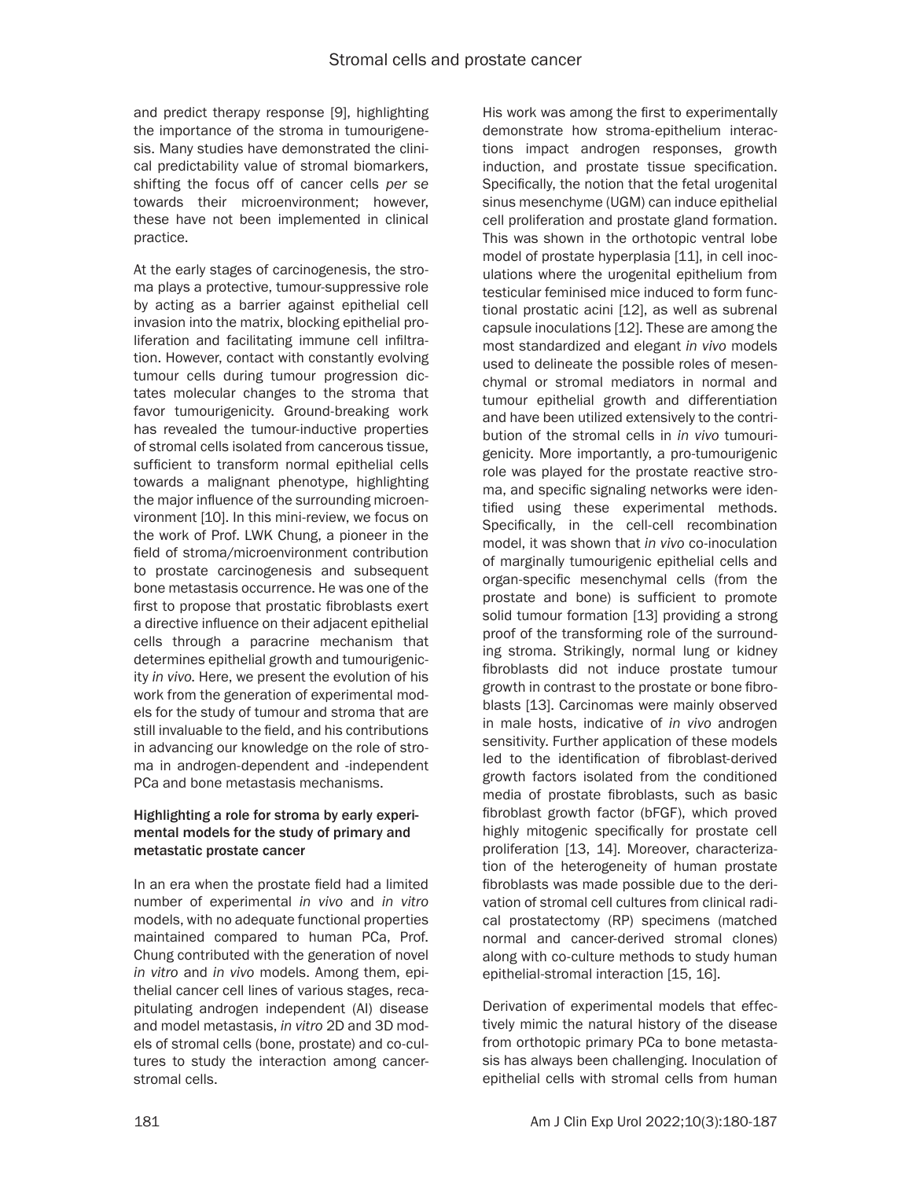and predict therapy response [9], highlighting the importance of the stroma in tumourigenesis. Many studies have demonstrated the clinical predictability value of stromal biomarkers, shifting the focus off of cancer cells *per se* towards their microenvironment; however, these have not been implemented in clinical practice.

At the early stages of carcinogenesis, the stroma plays a protective, tumour-suppressive role by acting as a barrier against epithelial cell invasion into the matrix, blocking epithelial proliferation and facilitating immune cell infiltration. However, contact with constantly evolving tumour cells during tumour progression dictates molecular changes to the stroma that favor tumourigenicity. Ground-breaking work has revealed the tumour-inductive properties of stromal cells isolated from cancerous tissue, sufficient to transform normal epithelial cells towards a malignant phenotype, highlighting the major influence of the surrounding microenvironment [10]. In this mini-review, we focus on the work of Prof. LWK Chung, a pioneer in the field of stroma/microenvironment contribution to prostate carcinogenesis and subsequent bone metastasis occurrence. He was one of the first to propose that prostatic fibroblasts exert a directive influence on their adjacent epithelial cells through a paracrine mechanism that determines epithelial growth and tumourigenicity *in vivo*. Here, we present the evolution of his work from the generation of experimental models for the study of tumour and stroma that are still invaluable to the field, and his contributions in advancing our knowledge on the role of stroma in androgen-dependent and -independent PCa and bone metastasis mechanisms.

### Highlighting a role for stroma by early experimental models for the study of primary and metastatic prostate cancer

In an era when the prostate field had a limited number of experimental *in vivo* and *in vitro* models, with no adequate functional properties maintained compared to human PCa, Prof. Chung contributed with the generation of novel *in vitro* and *in vivo* models. Among them, epithelial cancer cell lines of various stages, recapitulating androgen independent (AI) disease and model metastasis, *in vitro* 2D and 3D models of stromal cells (bone, prostate) and co-cultures to study the interaction among cancer-stromal cells.

His work was among the first to experimentally demonstrate how stroma-epithelium interactions impact androgen responses, growth induction, and prostate tissue specification. Specifically, the notion that the fetal urogenital sinus mesenchyme (UGM) can induce epithelial cell proliferation and prostate gland formation. This was shown in the orthotopic ventral lobe model of prostate hyperplasia [11], in cell inoculations where the urogenital epithelium from testicular feminised mice induced to form functional prostatic acini [12], as well as subrenal capsule inoculations [12]. These are among the most standardized and elegant *in vivo* models used to delineate the possible roles of mesenchymal or stromal mediators in normal and tumour epithelial growth and differentiation and have been utilized extensively to the contribution of the stromal cells in *in vivo* tumourigenicity. More importantly, a pro-tumourigenic role was played for the prostate reactive stroma, and specific signaling networks were identified using these experimental methods. Specifically, in the cell-cell recombination model, it was shown that *in vivo* co-inoculation of marginally tumourigenic epithelial cells and organ-specific mesenchymal cells (from the prostate and bone) is sufficient to promote solid tumour formation [13] providing a strong proof of the transforming role of the surrounding stroma. Strikingly, normal lung or kidney fibroblasts did not induce prostate tumour growth in contrast to the prostate or bone fibroblasts [13]. Carcinomas were mainly observed in male hosts, indicative of *in vivo* androgen sensitivity. Further application of these models led to the identification of fibroblast-derived growth factors isolated from the conditioned media of prostate fibroblasts, such as basic fibroblast growth factor (bFGF), which proved highly mitogenic specifically for prostate cell proliferation [13, 14]. Moreover, characterization of the heterogeneity of human prostate fibroblasts was made possible due to the derivation of stromal cell cultures from clinical radical prostatectomy (RP) specimens (matched normal and cancer-derived stromal clones) along with co-culture methods to study human epithelial-stromal interaction [15, 16].

Derivation of experimental models that effectively mimic the natural history of the disease from orthotopic primary PCa to bone metastasis has always been challenging. Inoculation of epithelial cells with stromal cells from human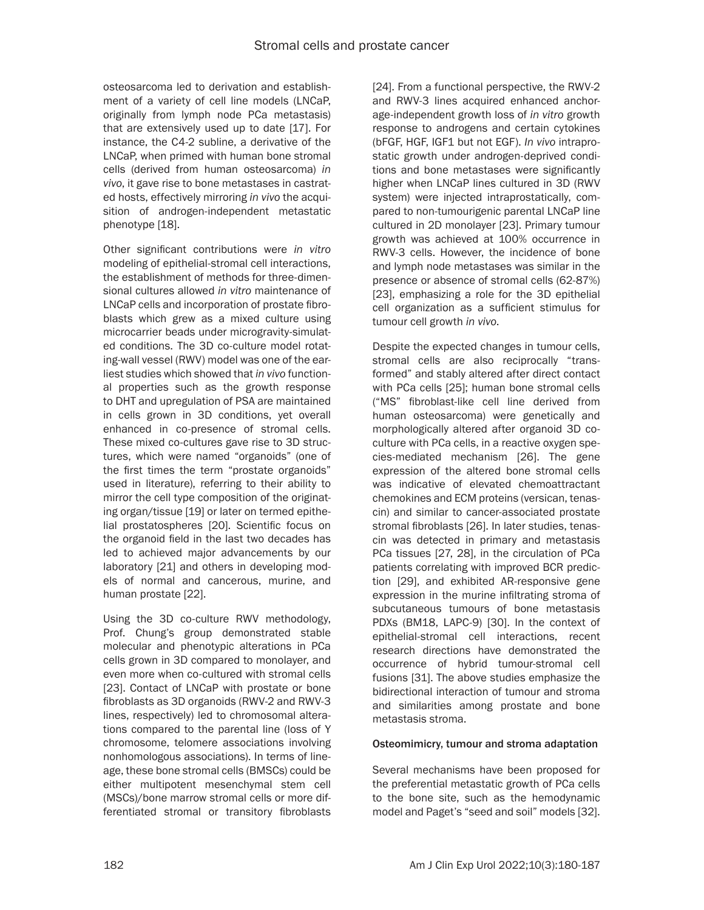osteosarcoma led to derivation and establishment of a variety of cell line models (LNCaP, originally from lymph node PCa metastasis) that are extensively used up to date [17]. For instance, the C4-2 subline, a derivative of the LNCaP, when primed with human bone stromal cells (derived from human osteosarcoma) *in vivo*, it gave rise to bone metastases in castrated hosts, effectively mirroring *in vivo* the acquisition of androgen-independent metastatic phenotype [18].

Other significant contributions were *in vitro* modeling of epithelial-stromal cell interactions, the establishment of methods for three-dimensional cultures allowed *in vitro* maintenance of LNCaP cells and incorporation of prostate fibroblasts which grew as a mixed culture using microcarrier beads under microgravity-simulated conditions. The 3D co-culture model rotating-wall vessel (RWV) model was one of the earliest studies which showed that *in vivo* functional properties such as the growth response to DHT and upregulation of PSA are maintained in cells grown in 3D conditions, yet overall enhanced in co-presence of stromal cells. These mixed co-cultures gave rise to 3D structures, which were named "organoids" (one of the first times the term "prostate organoids" used in literature), referring to their ability to mirror the cell type composition of the originating organ/tissue [19] or later on termed epithelial prostatospheres [20]. Scientific focus on the organoid field in the last two decades has led to achieved major advancements by our laboratory [21] and others in developing models of normal and cancerous, murine, and human prostate [22].

Using the 3D co-culture RWV methodology, Prof. Chung's group demonstrated stable molecular and phenotypic alterations in PCa cells grown in 3D compared to monolayer, and even more when co-cultured with stromal cells [23]. Contact of LNCaP with prostate or bone fibroblasts as 3D organoids (RWV-2 and RWV-3 lines, respectively) led to chromosomal alterations compared to the parental line (loss of Y chromosome, telomere associations involving nonhomologous associations). In terms of lineage, these bone stromal cells (BMSCs) could be either multipotent mesenchymal stem cell (MSCs)/bone marrow stromal cells or more differentiated stromal or transitory fibroblasts [24]. From a functional perspective, the RWV-2 and RWV-3 lines acquired enhanced anchorage-independent growth loss of *in vitro* growth response to androgens and certain cytokines (bFGF, HGF, IGF1 but not EGF). *In vivo* intraprostatic growth under androgen-deprived conditions and bone metastases were significantly higher when LNCaP lines cultured in 3D (RWV system) were injected intraprostatically, compared to non-tumourigenic parental LNCaP line cultured in 2D monolayer [23]. Primary tumour growth was achieved at 100% occurrence in RWV-3 cells. However, the incidence of bone and lymph node metastases was similar in the presence or absence of stromal cells (62-87%) [23], emphasizing a role for the 3D epithelial cell organization as a sufficient stimulus for tumour cell growth *in vivo*.

Despite the expected changes in tumour cells, stromal cells are also reciprocally "transformed" and stably altered after direct contact with PCa cells [25]; human bone stromal cells ("MS" fibroblast-like cell line derived from human osteosarcoma) were genetically and morphologically altered after organoid 3D co-culture with PCa cells, in a reactive oxygen species-mediated mechanism [26]. The gene expression of the altered bone stromal cells was indicative of elevated chemoattractant chemokines and ECM proteins (versican, tenascin) and similar to cancer-associated prostate stromal fibroblasts [26]. In later studies, tenascin was detected in primary and metastasis PCa tissues [27, 28], in the circulation of PCa patients correlating with improved BCR prediction [29], and exhibited AR-responsive gene expression in the murine infiltrating stroma of subcutaneous tumours of bone metastasis PDXs (BM18, LAPC-9) [30]. In the context of epithelial-stromal cell interactions, recent research directions have demonstrated the occurrence of hybrid tumour-stromal cell fusions [31]. The above studies emphasize the bidirectional interaction of tumour and stroma and similarities among prostate and bone metastasis stroma.

### Osteomimicry, tumour and stroma adaptation

Several mechanisms have been proposed for the preferential metastatic growth of PCa cells to the bone site, such as the hemodynamic model and Paget's "seed and soil" models [32].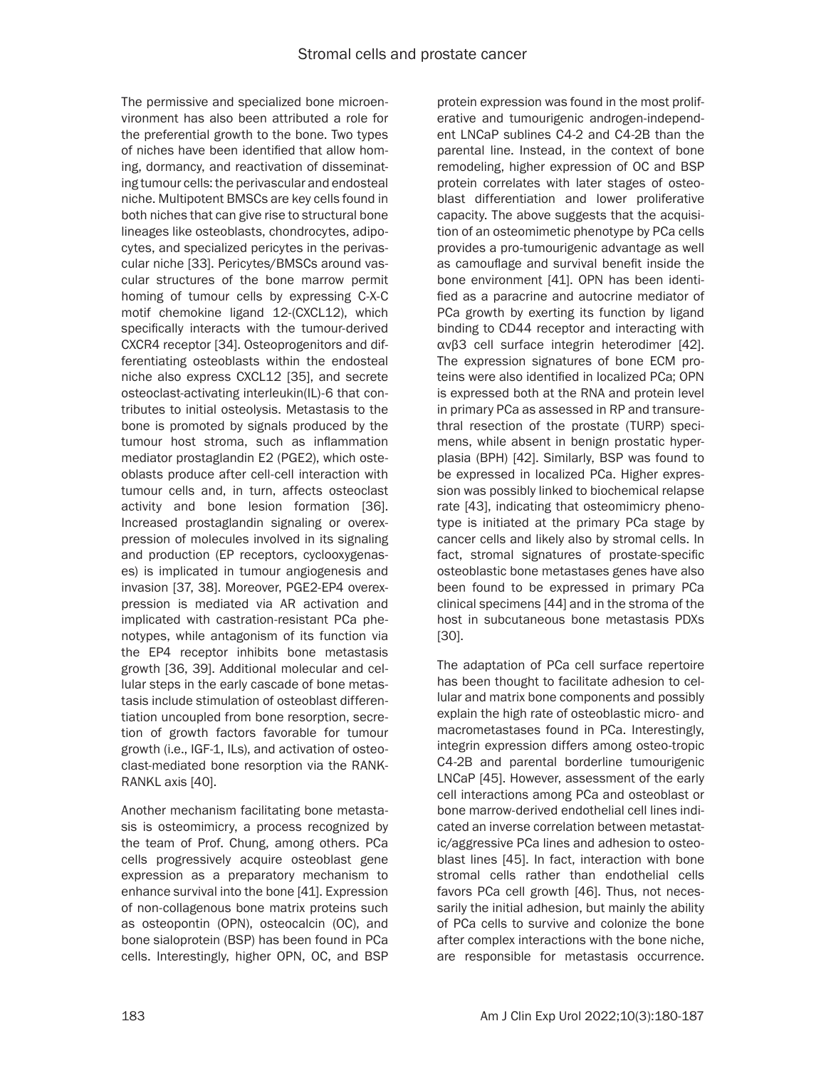The permissive and specialized bone microenvironment has also been attributed a role for the preferential growth to the bone. Two types of niches have been identified that allow homing, dormancy, and reactivation of disseminating tumour cells: the perivascular and endosteal niche. Multipotent BMSCs are key cells found in both niches that can give rise to structural bone lineages like osteoblasts, chondrocytes, adipocytes, and specialized pericytes in the perivascular niche [33]. Pericytes/BMSCs around vascular structures of the bone marrow permit homing of tumour cells by expressing C-X-C motif chemokine ligand 12-(CXCL12), which specifically interacts with the tumour-derived CXCR4 receptor [34]. Osteoprogenitors and differentiating osteoblasts within the endosteal niche also express CXCL12 [35], and secrete osteoclast-activating interleukin(IL)-6 that contributes to initial osteolysis. Metastasis to the bone is promoted by signals produced by the tumour host stroma, such as inflammation mediator prostaglandin E2 (PGE2), which osteoblasts produce after cell-cell interaction with tumour cells and, in turn, affects osteoclast activity and bone lesion formation [36]. Increased prostaglandin signaling or overexpression of molecules involved in its signaling and production (EP receptors, cyclooxygenases) is implicated in tumour angiogenesis and invasion [37, 38]. Moreover, PGE2-EP4 overexpression is mediated via AR activation and implicated with castration-resistant PCa phenotypes, while antagonism of its function via the EP4 receptor inhibits bone metastasis growth [36, 39]. Additional molecular and cellular steps in the early cascade of bone metastasis include stimulation of osteoblast differentiation uncoupled from bone resorption, secretion of growth factors favorable for tumour growth (i.e., IGF-1, ILs), and activation of osteoclast-mediated bone resorption via the RANK-RANKL axis [40].

Another mechanism facilitating bone metastasis is osteomimicry, a process recognized by the team of Prof. Chung, among others. PCa cells progressively acquire osteoblast gene expression as a preparatory mechanism to enhance survival into the bone [41]. Expression of non-collagenous bone matrix proteins such as osteopontin (OPN), osteocalcin (OC), and bone sialoprotein (BSP) has been found in PCa cells. Interestingly, higher OPN, OC, and BSP protein expression was found in the most proliferative and tumourigenic androgen-independent LNCaP sublines C4-2 and C4-2B than the parental line. Instead, in the context of bone remodeling, higher expression of OC and BSP protein correlates with later stages of osteoblast differentiation and lower proliferative capacity. The above suggests that the acquisition of an osteomimetic phenotype by PCa cells provides a pro-tumourigenic advantage as well as camouflage and survival benefit inside the bone environment [41]. OPN has been identified as a paracrine and autocrine mediator of PCa growth by exerting its function by ligand binding to CD44 receptor and interacting with $\alpha v\beta 3$ cell surface integrin heterodimer [42]. The expression signatures of bone ECM proteins were also identified in localized PCa; OPN is expressed both at the RNA and protein level in primary PCa as assessed in RP and transurethral resection of the prostate (TURP) specimens, while absent in benign prostatic hyperplasia (BPH) [42]. Similarly, BSP was found to be expressed in localized PCa. Higher expression was possibly linked to biochemical relapse rate [43], indicating that osteomimicry phenotype is initiated at the primary PCa stage by cancer cells and likely also by stromal cells. In fact, stromal signatures of prostate-specific osteoblastic bone metastases genes have also been found to be expressed in primary PCa clinical specimens [44] and in the stroma of the host in subcutaneous bone metastasis PDXs [30].

The adaptation of PCa cell surface repertoire has been thought to facilitate adhesion to cellular and matrix bone components and possibly explain the high rate of osteoblastic micro- and macrometastases found in PCa. Interestingly, integrin expression differs among osteo-tropic C4-2B and parental borderline tumourigenic LNCaP [45]. However, assessment of the early cell interactions among PCa and osteoblast or bone marrow-derived endothelial cell lines indicated an inverse correlation between metastatic/aggressive PCa lines and adhesion to osteoblast lines [45]. In fact, interaction with bone stromal cells rather than endothelial cells favors PCa cell growth [46]. Thus, not necessarily the initial adhesion, but mainly the ability of PCa cells to survive and colonize the bone after complex interactions with the bone niche, are responsible for metastasis occurrence.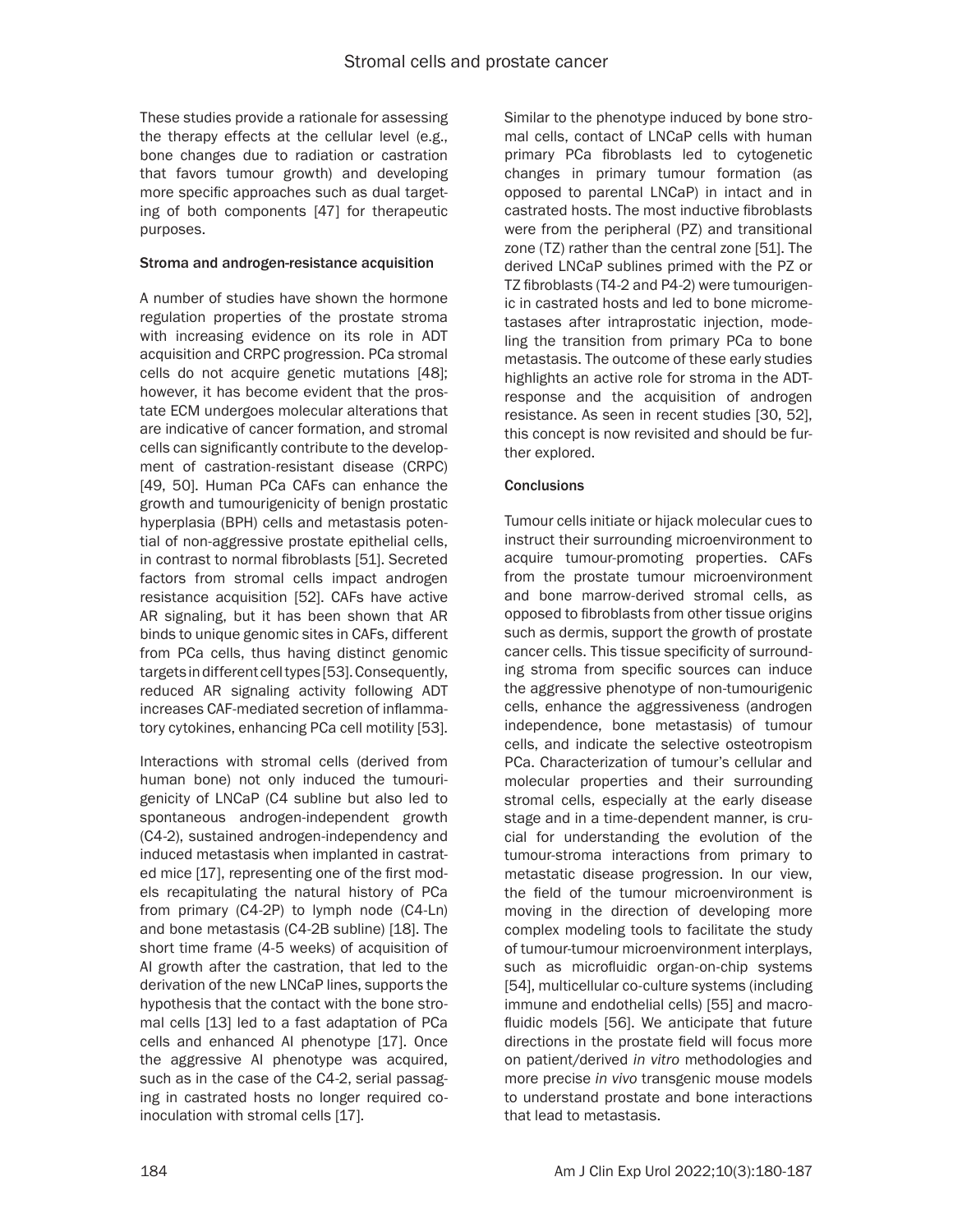These studies provide a rationale for assessing the therapy effects at the cellular level (e.g., bone changes due to radiation or castration that favors tumour growth) and developing more specific approaches such as dual targeting of both components [47] for therapeutic purposes.

### Stroma and androgen-resistance acquisition

A number of studies have shown the hormone regulation properties of the prostate stroma with increasing evidence on its role in ADT acquisition and CRPC progression. PCa stromal cells do not acquire genetic mutations [48]; however, it has become evident that the prostate ECM undergoes molecular alterations that are indicative of cancer formation, and stromal cells can significantly contribute to the development of castration-resistant disease (CRPC) [49, 50]. Human PCa CAFs can enhance the growth and tumourigenicity of benign prostatic hyperplasia (BPH) cells and metastasis potential of non-aggressive prostate epithelial cells, in contrast to normal fibroblasts [51]. Secreted factors from stromal cells impact androgen resistance acquisition [52]. CAFs have active AR signaling, but it has been shown that AR binds to unique genomic sites in CAFs, different from PCa cells, thus having distinct genomic targets in different cell types [53]. Consequently, reduced AR signaling activity following ADT increases CAF-mediated secretion of inflammatory cytokines, enhancing PCa cell motility [53].

Interactions with stromal cells (derived from human bone) not only induced the tumourigenicity of LNCaP (C4 subline but also led to spontaneous androgen-independent growth (C4-2), sustained androgen-independency and induced metastasis when implanted in castrated mice [17], representing one of the first models recapitulating the natural history of PCa from primary (C4-2P) to lymph node (C4-Ln) and bone metastasis (C4-2B subline) [18]. The short time frame (4-5 weeks) of acquisition of AI growth after the castration, that led to the derivation of the new LNCaP lines, supports the hypothesis that the contact with the bone stromal cells [13] led to a fast adaptation of PCa cells and enhanced AI phenotype [17]. Once the aggressive AI phenotype was acquired, such as in the case of the C4-2, serial passaging in castrated hosts no longer required co-inoculation with stromal cells [17].

Similar to the phenotype induced by bone stromal cells, contact of LNCaP cells with human primary PCa fibroblasts led to cytogenetic changes in primary tumour formation (as opposed to parental LNCaP) in intact and in castrated hosts. The most inductive fibroblasts were from the peripheral (PZ) and transitional zone (TZ) rather than the central zone [51]. The derived LNCaP sublines primed with the PZ or TZ fibroblasts (T4-2 and P4-2) were tumourigenic in castrated hosts and led to bone micrometastases after intraprostatic injection, modeling the transition from primary PCa to bone metastasis. The outcome of these early studies highlights an active role for stroma in the ADT-response and the acquisition of androgen resistance. As seen in recent studies [30, 52], this concept is now revisited and should be further explored.

### Conclusions

Tumour cells initiate or hijack molecular cues to instruct their surrounding microenvironment to acquire tumour-promoting properties. CAFs from the prostate tumour microenvironment and bone marrow-derived stromal cells, as opposed to fibroblasts from other tissue origins such as dermis, support the growth of prostate cancer cells. This tissue specificity of surrounding stroma from specific sources can induce the aggressive phenotype of non-tumourigenic cells, enhance the aggressiveness (androgen independence, bone metastasis) of tumour cells, and indicate the selective osteotropism PCa. Characterization of tumour's cellular and molecular properties and their surrounding stromal cells, especially at the early disease stage and in a time-dependent manner, is crucial for understanding the evolution of the tumour-stroma interactions from primary to metastatic disease progression. In our view, the field of the tumour microenvironment is moving in the direction of developing more complex modeling tools to facilitate the study of tumour-tumour microenvironment interplays, such as microfluidic organ-on-chip systems [54], multicellular co-culture systems (including immune and endothelial cells) [55] and macrofluidic models [56]. We anticipate that future directions in the prostate field will focus more on patient/derived *in vitro* methodologies and more precise *in vivo* transgenic mouse models to understand prostate and bone interactions that lead to metastasis.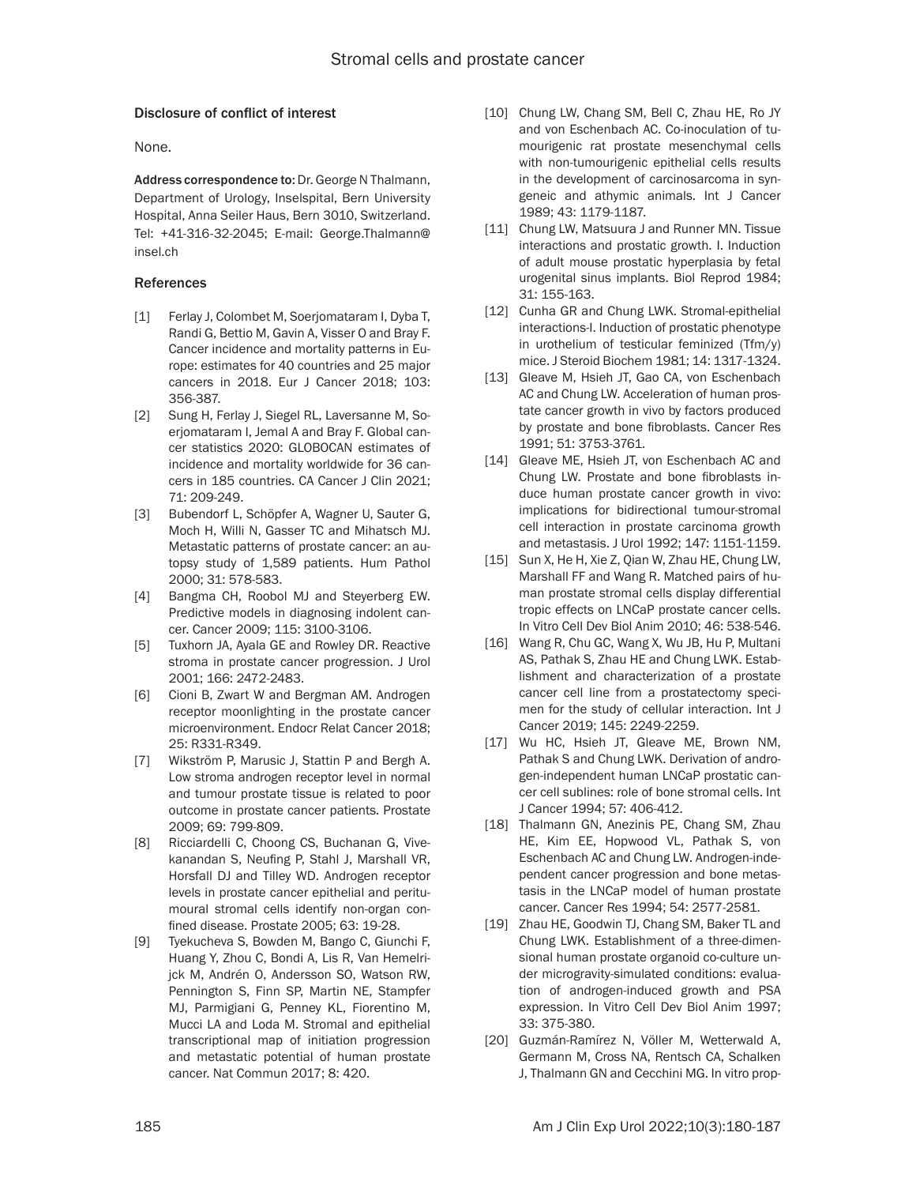### Disclosure of conflict of interest

None.

**Address correspondence to:** Dr. George N Thalmann, Department of Urology, Inselspital, Bern University Hospital, Anna Seiler Haus, Bern 3010, Switzerland. Tel: +41-316-32-2045; E-mail: George.Thalmann@insel.ch

### References

[1] Ferlay J, Colombet M, Soerjomataram I, Dyba T, Randi G, Bettio M, Gavin A, Visser O and Bray F. Cancer incidence and mortality patterns in Europe: estimates for 40 countries and 25 major cancers in 2018. Eur J Cancer 2018; 103: 356-387.

[2] Sung H, Ferlay J, Siegel RL, Laversanne M, Soerjomataram I, Jemal A and Bray F. Global cancer statistics 2020: GLOBOCAN estimates of incidence and mortality worldwide for 36 cancers in 185 countries. CA Cancer J Clin 2021; 71: 209-249.

[3] Bubendorf L, Schöpfer A, Wagner U, Sauter G, Moch H, Willi N, Gasser TC and Mihatsch MJ. Metastatic patterns of prostate cancer: an autopsy study of 1,589 patients. Hum Pathol 2000; 31: 578-583.

[4] Bangma CH, Roobol MJ and Steyerberg EW. Predictive models in diagnosing indolent cancer. Cancer 2009; 115: 3100-3106.

[5] Tuxhorn JA, Ayala GE and Rowley DR. Reactive stroma in prostate cancer progression. J Urol 2001; 166: 2472-2483.

[6] Cioni B, Zwart W and Bergman AM. Androgen receptor moonlighting in the prostate cancer microenvironment. Endocr Relat Cancer 2018; 25: R331-R349.

[7] Wikström P, Marusic J, Stattin P and Bergh A. Low stroma androgen receptor level in normal and tumour prostate tissue is related to poor outcome in prostate cancer patients. Prostate 2009; 69: 799-809.

[8] Ricciardelli C, Choong CS, Buchanan G, Vivekanandan S, Neufing P, Stahl J, Marshall VR, Horsfall DJ and Tilley WD. Androgen receptor levels in prostate cancer epithelial and peritumoural stromal cells identify non-organ confined disease. Prostate 2005; 63: 19-28.

[9] Tyekucheva S, Bowden M, Bango C, Giunchi F, Huang Y, Zhou C, Bondi A, Lis R, Van Hemelrijck M, Andrén O, Andersson SO, Watson RW, Pennington S, Finn SP, Martin NE, Stampfer MJ, Parmigiani G, Penney KL, Fiorentino M, Mucci LA and Loda M. Stromal and epithelial transcriptional map of initiation progression and metastatic potential of human prostate cancer. Nat Commun 2017; 8: 420.

[10] Chung LW, Chang SM, Bell C, Zhau HE, Ro JY and von Eschenbach AC. Co-inoculation of tumourigenic rat prostate mesenchymal cells with non-tumourigenic epithelial cells results in the development of carcinosarcoma in syngeneic and athymic animals. Int J Cancer 1989; 43: 1179-1187.

[11] Chung LW, Matsuura J and Runner MN. Tissue interactions and prostatic growth. I. Induction of adult mouse prostatic hyperplasia by fetal urogenital sinus implants. Biol Reprod 1984; 31: 155-163.

[12] Cunha GR and Chung LWK. Stromal-epithelial interactions-I. Induction of prostatic phenotype in urothelium of testicular feminized (Tfm/y) mice. J Steroid Biochem 1981; 14: 1317-1324.

[13] Gleave M, Hsieh JT, Gao CA, von Eschenbach AC and Chung LW. Acceleration of human prostate cancer growth in vivo by factors produced by prostate and bone fibroblasts. Cancer Res 1991; 51: 3753-3761.

[14] Gleave ME, Hsieh JT, von Eschenbach AC and Chung LW. Prostate and bone fibroblasts induce human prostate cancer growth in vivo: implications for bidirectional tumour-stromal cell interaction in prostate carcinoma growth and metastasis. J Urol 1992; 147: 1151-1159.

[15] Sun X, He H, Xie Z, Qian W, Zhau HE, Chung LW, Marshall FF and Wang R. Matched pairs of human prostate stromal cells display differential tropic effects on LNCaP prostate cancer cells. In Vitro Cell Dev Biol Anim 2010; 46: 538-546.

[16] Wang R, Chu GC, Wang X, Wu JB, Hu P, Multani AS, Pathak S, Zhau HE and Chung LWK. Establishment and characterization of a prostate cancer cell line from a prostatectomy specimen for the study of cellular interaction. Int J Cancer 2019; 145: 2249-2259.

[17] Wu HC, Hsieh JT, Gleave ME, Brown NM, Pathak S and Chung LWK. Derivation of androgen-independent human LNCaP prostatic cancer cell sublines: role of bone stromal cells. Int J Cancer 1994; 57: 406-412.

[18] Thalmann GN, Anezinis PE, Chang SM, Zhau HE, Kim EE, Hopwood VL, Pathak S, von Eschenbach AC and Chung LW. Androgen-independent cancer progression and bone metastasis in the LNCaP model of human prostate cancer. Cancer Res 1994; 54: 2577-2581.

[19] Zhau HE, Goodwin TJ, Chang SM, Baker TL and Chung LWK. Establishment of a three-dimensional human prostate organoid co-culture under microgravity-simulated conditions: evaluation of androgen-induced growth and PSA expression. In Vitro Cell Dev Biol Anim 1997; 33: 375-380.

[20] Guzmán-Ramírez N, Völler M, Wetterwald A, Germann M, Cross NA, Rentsch CA, Schalken J, Thalmann GN and Cecchini MG. In vitro prop-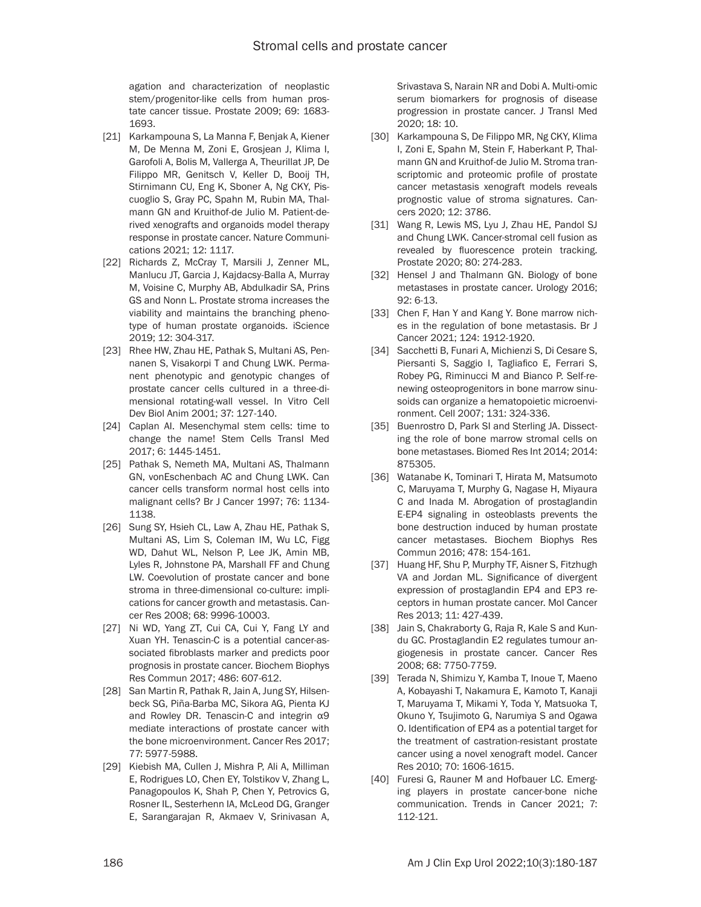agation and characterization of neoplastic stem/progenitor-like cells from human prostate cancer tissue. Prostate 2009; 69: 1683-1693.

[21] Karkampouna S, La Manna F, Benjak A, Kiener M, De Menna M, Zoni E, Grosjean J, Klima I, Garofoli A, Bolis M, Vallerga A, Theurillat JP, De Filippo MR, Genitsch V, Keller D, Booij TH, Stirnimann CU, Eng K, Sboner A, Ng CKY, Piscuoglio S, Gray PC, Spahn M, Rubin MA, Thalmann GN and Kruithof-de Julio M. Patient-derived xenografts and organoids model therapy response in prostate cancer. Nature Communications 2021; 12: 1117.

[22] Richards Z, McCray T, Marsili J, Zenner ML, Manlucu JT, Garcia J, Kajdacsy-Balla A, Murray M, Voisine C, Murphy AB, Abdulkadir SA, Prins GS and Nonn L. Prostate stroma increases the viability and maintains the branching phenotype of human prostate organoids. iScience 2019; 12: 304-317.

[23] Rhee HW, Zhau HE, Pathak S, Multani AS, Pennanen S, Visakorpi T and Chung LWK. Permanent phenotypic and genotypic changes of prostate cancer cells cultured in a three-dimensional rotating-wall vessel. In Vitro Cell Dev Biol Anim 2001; 37: 127-140.

[24] Caplan AI. Mesenchymal stem cells: time to change the name! Stem Cells Transl Med 2017; 6: 1445-1451.

[25] Pathak S, Nemeth MA, Multani AS, Thalmann GN, vonEschenbach AC and Chung LWK. Can cancer cells transform normal host cells into malignant cells? Br J Cancer 1997; 76: 1134-1138.

[26] Sung SY, Hsieh CL, Law A, Zhau HE, Pathak S, Multani AS, Lim S, Coleman IM, Wu LC, Figg WD, Dahut WL, Nelson P, Lee JK, Amin MB, Lyles R, Johnstone PA, Marshall FF and Chung LW. Coevolution of prostate cancer and bone stroma in three-dimensional co-culture: implications for cancer growth and metastasis. Cancer Res 2008; 68: 9996-10003.

[27] Ni WD, Yang ZT, Cui CA, Cui Y, Fang LY and Xuan YH. Tenascin-C is a potential cancer-associated fibroblasts marker and predicts poor prognosis in prostate cancer. Biochem Biophys Res Commun 2017; 486: 607-612.

[28] San Martin R, Pathak R, Jain A, Jung SY, Hilsenbeck SG, Piña-Barba MC, Sikora AG, Pienta KJ and Rowley DR. Tenascin-C and integrin α9 mediate interactions of prostate cancer with the bone microenvironment. Cancer Res 2017; 77: 5977-5988.

[29] Kiebish MA, Cullen J, Mishra P, Ali A, Milliman E, Rodrigues LO, Chen EY, Tolstikov V, Zhang L, Panagopoulos K, Shah P, Chen Y, Petrovics G, Rosner IL, Sesterhenn IA, McLeod DG, Granger E, Sarangarajan R, Akmaev V, Srinivasan A, Srivastava S, Narain NR and Dobi A. Multi-omic serum biomarkers for prognosis of disease progression in prostate cancer. J Transl Med 2020; 18: 10.

[30] Karkampouna S, De Filippo MR, Ng CKY, Klima I, Zoni E, Spahn M, Stein F, Haberkant P, Thalmann GN and Kruithof-de Julio M. Stroma transcriptomic and proteomic profile of prostate cancer metastasis xenograft models reveals prognostic value of stroma signatures. Cancers 2020; 12: 3786.

[31] Wang R, Lewis MS, Lyu J, Zhau HE, Pandol SJ and Chung LWK. Cancer-stromal cell fusion as revealed by fluorescence protein tracking. Prostate 2020; 80: 274-283.

[32] Hensel J and Thalmann GN. Biology of bone metastases in prostate cancer. Urology 2016; 92: 6-13.

[33] Chen F, Han Y and Kang Y. Bone marrow niches in the regulation of bone metastasis. Br J Cancer 2021; 124: 1912-1920.

[34] Sacchetti B, Funari A, Michienzi S, Di Cesare S, Piersanti S, Saggio I, Tagliafico E, Ferrari S, Robey PG, Riminucci M and Bianco P. Self-renewing osteoprogenitors in bone marrow sinusoids can organize a hematopoietic microenvironment. Cell 2007; 131: 324-336.

[35] Buenrostro D, Park SI and Sterling JA. Dissecting the role of bone marrow stromal cells on bone metastases. Biomed Res Int 2014; 2014: 875305.

[36] Watanabe K, Tominari T, Hirata M, Matsumoto C, Maruyama T, Murphy G, Nagase H, Miyaura C and Inada M. Abrogation of prostaglandin E-EP4 signaling in osteoblasts prevents the bone destruction induced by human prostate cancer metastases. Biochem Biophys Res Commun 2016; 478: 154-161.

[37] Huang HF, Shu P, Murphy TF, Aisner S, Fitzhugh VA and Jordan ML. Significance of divergent expression of prostaglandin EP4 and EP3 receptors in human prostate cancer. Mol Cancer Res 2013; 11: 427-439.

[38] Jain S, Chakraborty G, Raja R, Kale S and Kundu GC. Prostaglandin E2 regulates tumour angiogenesis in prostate cancer. Cancer Res 2008; 68: 7750-7759.

[39] Terada N, Shimizu Y, Kamba T, Inoue T, Maeno A, Kobayashi T, Nakamura E, Kamoto T, Kanaji T, Maruyama T, Mikami Y, Toda Y, Matsuoka T, Okuno Y, Tsujimoto G, Narumiya S and Ogawa O. Identification of EP4 as a potential target for the treatment of castration-resistant prostate cancer using a novel xenograft model. Cancer Res 2010; 70: 1606-1615.

[40] Furesi G, Rauner M and Hofbauer LC. Emerging players in prostate cancer-bone niche communication. Trends in Cancer 2021; 7: 112-121.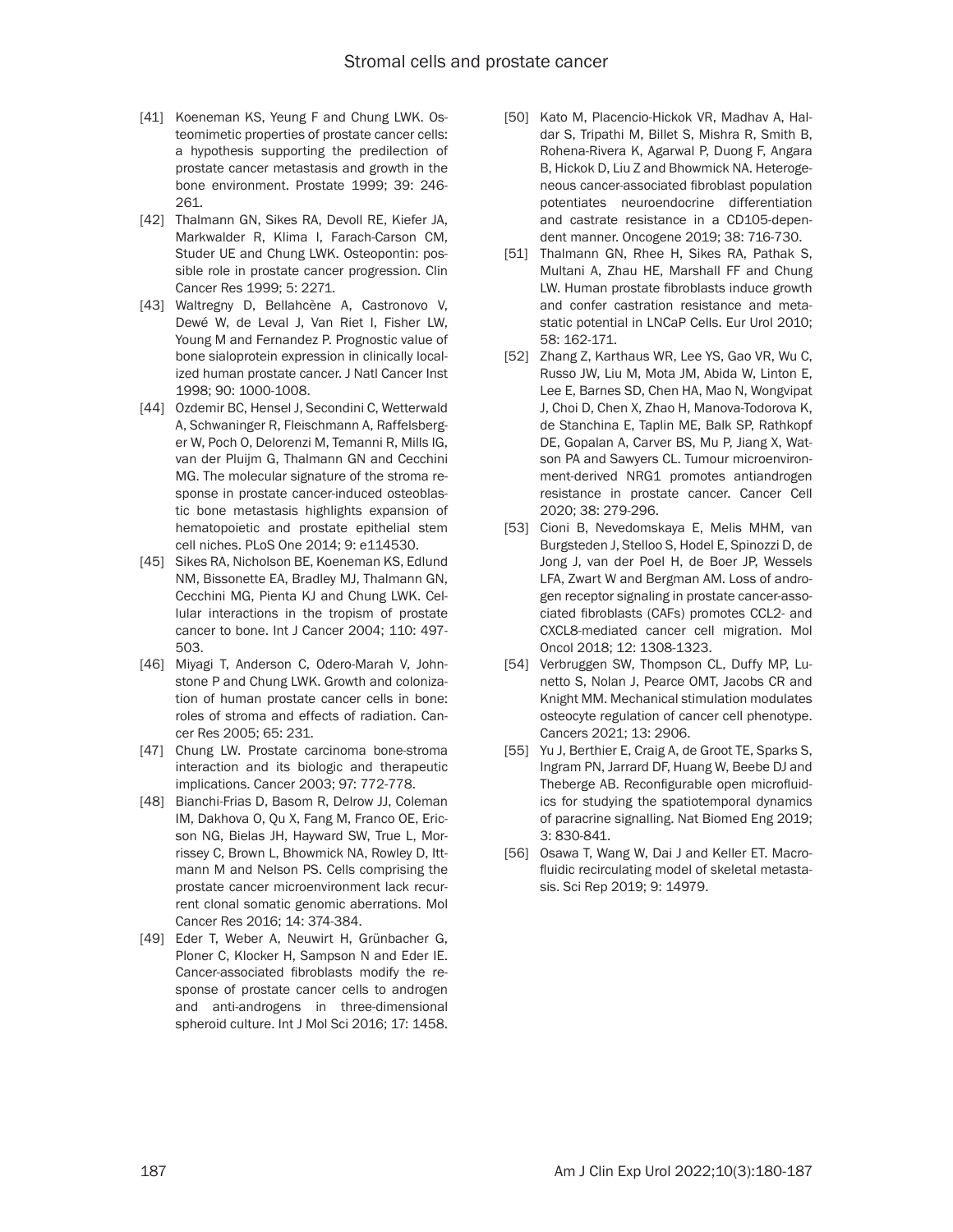[41] Koeneman KS, Yeung F and Chung LWK. Osteomimetic properties of prostate cancer cells: a hypothesis supporting the predilection of prostate cancer metastasis and growth in the bone environment. Prostate 1999; 39: 246-261.

[42] Thalmann GN, Sikes RA, Devoll RE, Kiefer JA, Markwalder R, Klima I, Farach-Carson CM, Studer UE and Chung LWK. Osteopontin: possible role in prostate cancer progression. Clin Cancer Res 1999; 5: 2271.

[43] Waltregny D, Bellahcène A, Castronovo V, Dewé W, de Leval J, Van Riet I, Fisher LW, Young M and Fernandez P. Prognostic value of bone sialoprotein expression in clinically localized human prostate cancer. J Natl Cancer Inst 1998; 90: 1000-1008.

[44] Ozdemir BC, Hensel J, Secondini C, Wetterwald A, Schwaninger R, Fleischmann A, Raffelsberger W, Poch O, Delorenzi M, Temanni R, Mills IG, van der Pluijm G, Thalmann GN and Cecchini MG. The molecular signature of the stroma response in prostate cancer-induced osteoblastic bone metastasis highlights expansion of hematopoietic and prostate epithelial stem cell niches. PLoS One 2014; 9: e114530.

[45] Sikes RA, Nicholson BE, Koeneman KS, Edlund NM, Bissonette EA, Bradley MJ, Thalmann GN, Cecchini MG, Pienta KJ and Chung LWK. Cellular interactions in the tropism of prostate cancer to bone. Int J Cancer 2004; 110: 497-503.

[46] Miyagi T, Anderson C, Odero-Marah V, Johnstone P and Chung LWK. Growth and colonization of human prostate cancer cells in bone: roles of stroma and effects of radiation. Cancer Res 2005; 65: 231.

[47] Chung LW. Prostate carcinoma bone-stroma interaction and its biologic and therapeutic implications. Cancer 2003; 97: 772-778.

[48] Bianchi-Frias D, Basom R, Delrow JJ, Coleman IM, Dakhova O, Qu X, Fang M, Franco OE, Ericson NG, Bielas JH, Hayward SW, True L, Morrissey C, Brown L, Bhowmick NA, Rowley D, Ittmann M and Nelson PS. Cells comprising the prostate cancer microenvironment lack recurrent clonal somatic genomic aberrations. Mol Cancer Res 2016; 14: 374-384.

[49] Eder T, Weber A, Neuwirt H, Grünbacher G, Ploner C, Klocker H, Sampson N and Eder IE. Cancer-associated fibroblasts modify the response of prostate cancer cells to androgen and anti-androgens in three-dimensional spheroid culture. Int J Mol Sci 2016; 17: 1458.

[50] Kato M, Placencio-Hickok VR, Madhav A, Haldar S, Tripathi M, Billet S, Mishra R, Smith B, Rohena-Rivera K, Agarwal P, Duong F, Angara B, Hickok D, Liu Z and Bhowmick NA. Heterogeneous cancer-associated fibroblast population potentiates neuroendocrine differentiation and castrate resistance in a CD105-dependent manner. Oncogene 2019; 38: 716-730.

[51] Thalmann GN, Rhee H, Sikes RA, Pathak S, Multani A, Zhau HE, Marshall FF and Chung LW. Human prostate fibroblasts induce growth and confer castration resistance and metastatic potential in LNCaP Cells. Eur Urol 2010; 58: 162-171.

[52] Zhang Z, Karthaus WR, Lee YS, Gao VR, Wu C, Russo JW, Liu M, Mota JM, Abida W, Linton E, Lee E, Barnes SD, Chen HA, Mao N, Wongvipat J, Choi D, Chen X, Zhao H, Manova-Todorova K, de Stanchina E, Taplin ME, Balk SP, Rathkopf DE, Gopalan A, Carver BS, Mu P, Jiang X, Watson PA and Sawyers CL. Tumour microenvironment-derived NRG1 promotes antiandrogen resistance in prostate cancer. Cancer Cell 2020; 38: 279-296.

[53] Cioni B, Nevedomskaya E, Melis MHM, van Burgsteden J, Stelloo S, Hodel E, Spinozzi D, de Jong J, van der Poel H, de Boer JP, Wessels LFA, Zwart W and Bergman AM. Loss of androgen receptor signaling in prostate cancer-associated fibroblasts (CAFs) promotes CCL2- and CXCL8-mediated cancer cell migration. Mol Oncol 2018; 12: 1308-1323.

[54] Verbruggen SW, Thompson CL, Duffy MP, Lunetto S, Nolan J, Pearce OMT, Jacobs CR and Knight MM. Mechanical stimulation modulates osteocyte regulation of cancer cell phenotype. Cancers 2021; 13: 2906.

[55] Yu J, Berthier E, Craig A, de Groot TE, Sparks S, Ingram PN, Jarrard DF, Huang W, Beebe DJ and Theberge AB. Reconfigurable open microfluidics for studying the spatiotemporal dynamics of paracrine signalling. Nat Biomed Eng 2019; 3: 830-841.

[56] Osawa T, Wang W, Dai J and Keller ET. Macrofluidic recirculating model of skeletal metastasis. Sci Rep 2019; 9: 14979.